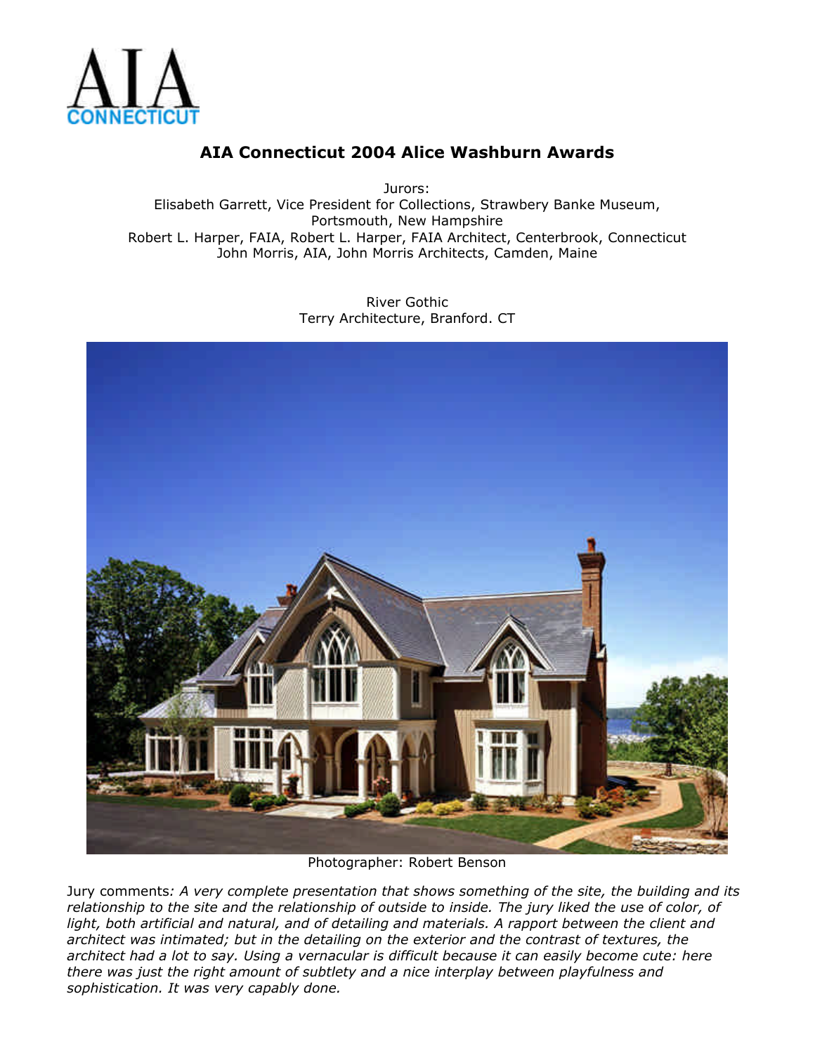AIA CONNECTICUT

# AIA Connecticut 2004 Alice Washburn Awards

Jurors:
Elisabeth Garrett, Vice President for Collections, Strawbery Banke Museum, Portsmouth, New Hampshire
Robert L. Harper, FAIA, Robert L. Harper, FAIA Architect, Centerbrook, Connecticut
John Morris, AIA, John Morris Architects, Camden, Maine

River Gothic
Terry Architecture, Branford. CT

Photographer: Robert Benson

Jury comments*: A very complete presentation that shows something of the site, the building and its relationship to the site and the relationship of outside to inside. The jury liked the use of color, of light, both artificial and natural, and of detailing and materials. A rapport between the client and architect was intimated; but in the detailing on the exterior and the contrast of textures, the architect had a lot to say. Using a vernacular is difficult because it can easily become cute: here there was just the right amount of subtlety and a nice interplay between playfulness and sophistication. It was very capably done.*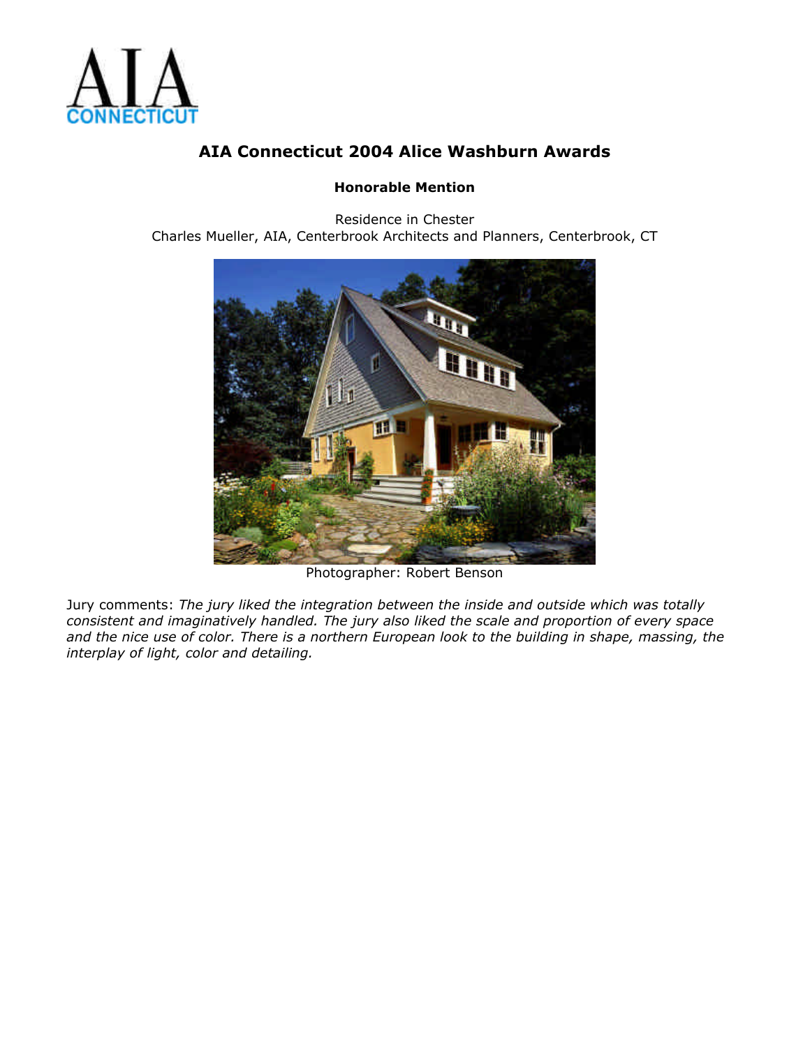# AIA Connecticut 2004 Alice Washburn Awards

## Honorable Mention

Residence in Chester
Charles Mueller, AIA, Centerbrook Architects and Planners, Centerbrook, CT

Photographer: Robert Benson

Jury comments: *The jury liked the integration between the inside and outside which was totally consistent and imaginatively handled. The jury also liked the scale and proportion of every space and the nice use of color. There is a northern European look to the building in shape, massing, the interplay of light, color and detailing.*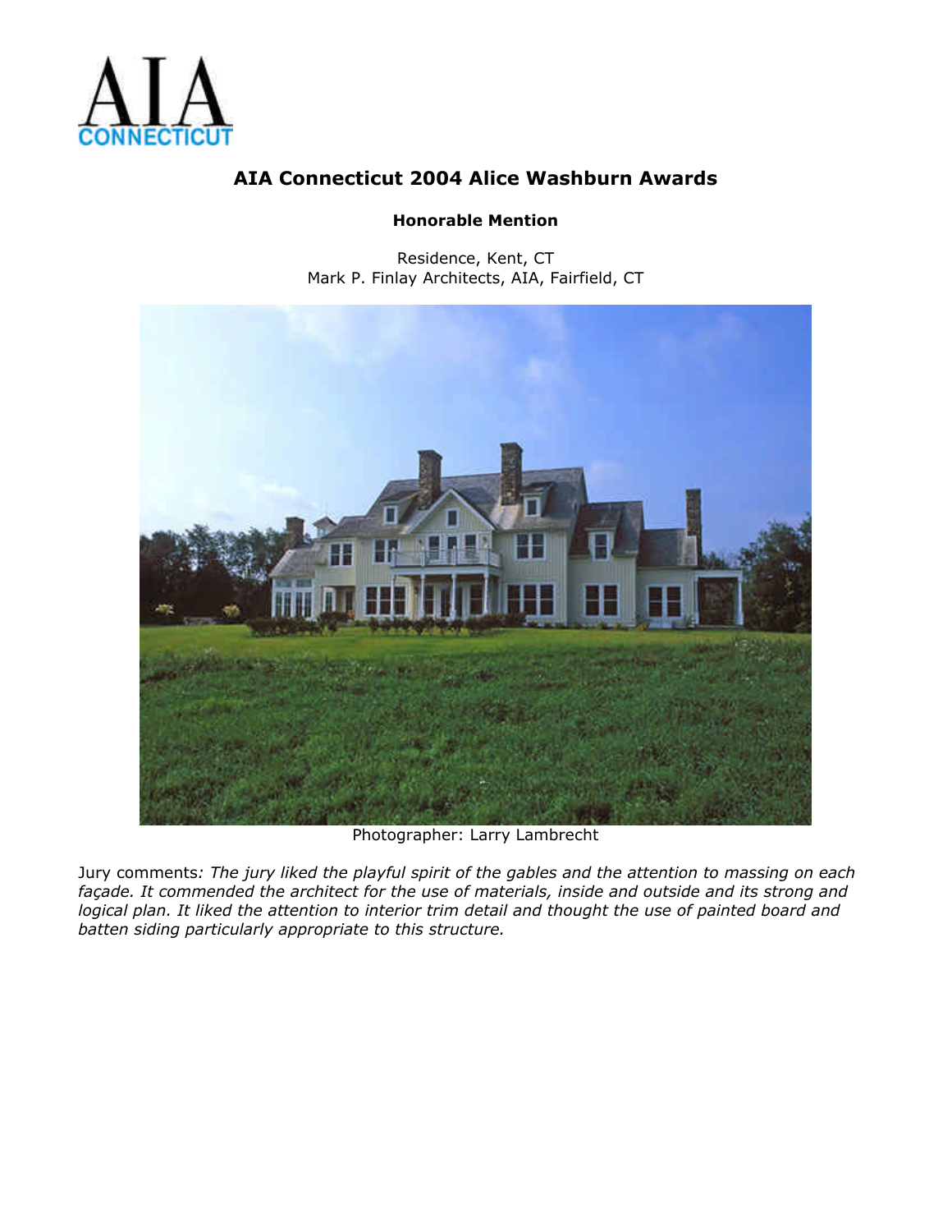AIA CONNECTICUT

# AIA Connecticut 2004 Alice Washburn Awards

**Honorable Mention**

Residence, Kent, CT
Mark P. Finlay Architects, AIA, Fairfield, CT

Photographer: Larry Lambrecht

Jury comments*: The jury liked the playful spirit of the gables and the attention to massing on each façade. It commended the architect for the use of materials, inside and outside and its strong and logical plan. It liked the attention to interior trim detail and thought the use of painted board and batten siding particularly appropriate to this structure.*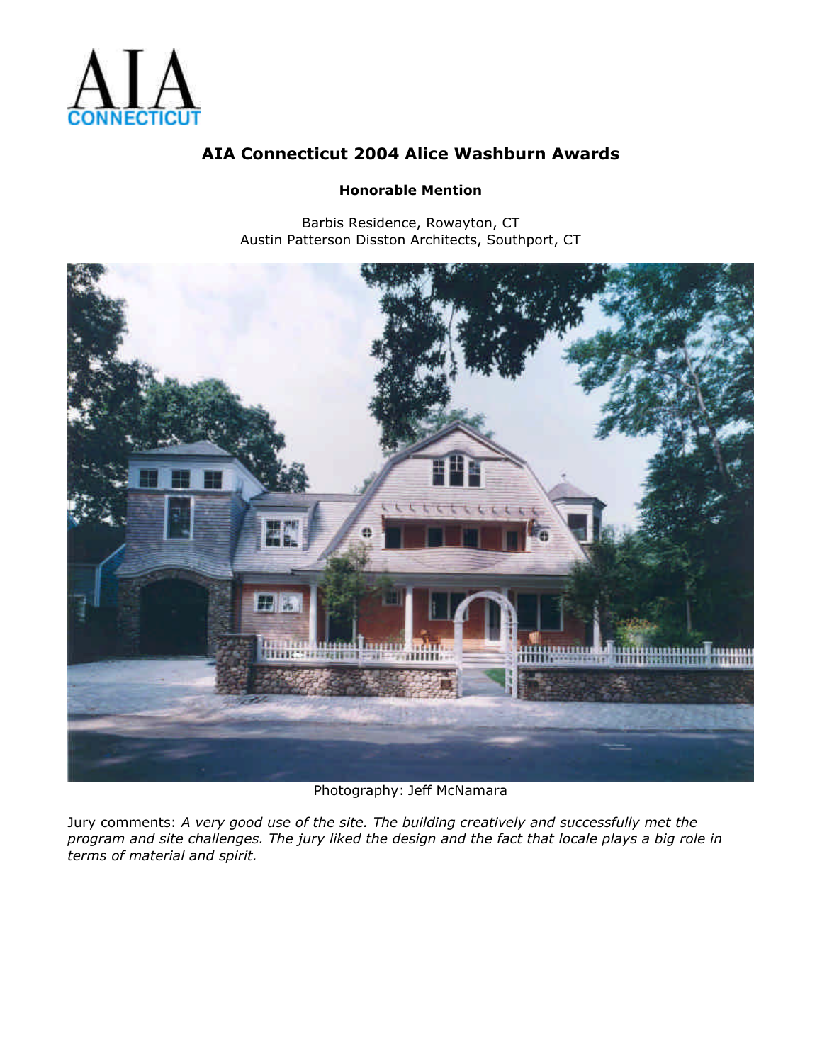AIA CONNECTICUT

# AIA Connecticut 2004 Alice Washburn Awards

**Honorable Mention**

Barbis Residence, Rowayton, CT
Austin Patterson Disston Architects, Southport, CT

Photography: Jeff McNamara

Jury comments: *A very good use of the site. The building creatively and successfully met the program and site challenges. The jury liked the design and the fact that locale plays a big role in terms of material and spirit.*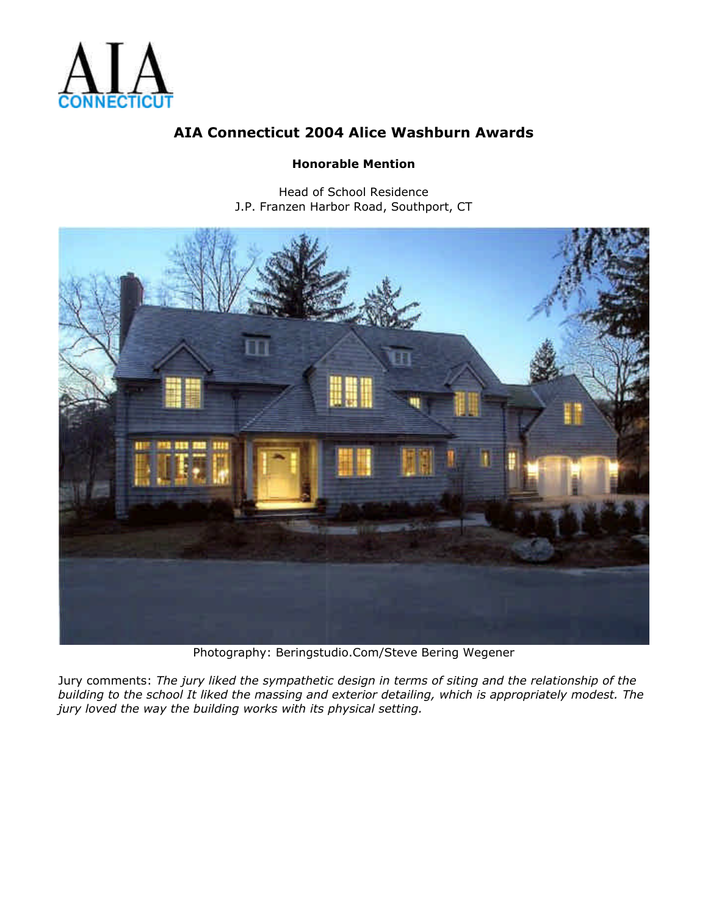AIA CONNECTICUT

## AIA Connecticut 2004 Alice Washburn Awards

**Honorable Mention**

Head of School Residence
J.P. Franzen Harbor Road, Southport, CT

Photography: Beringstudio.Com/Steve Bering Wegener

Jury comments: *The jury liked the sympathetic design in terms of siting and the relationship of the building to the school It liked the massing and exterior detailing, which is appropriately modest. The jury loved the way the building works with its physical setting.*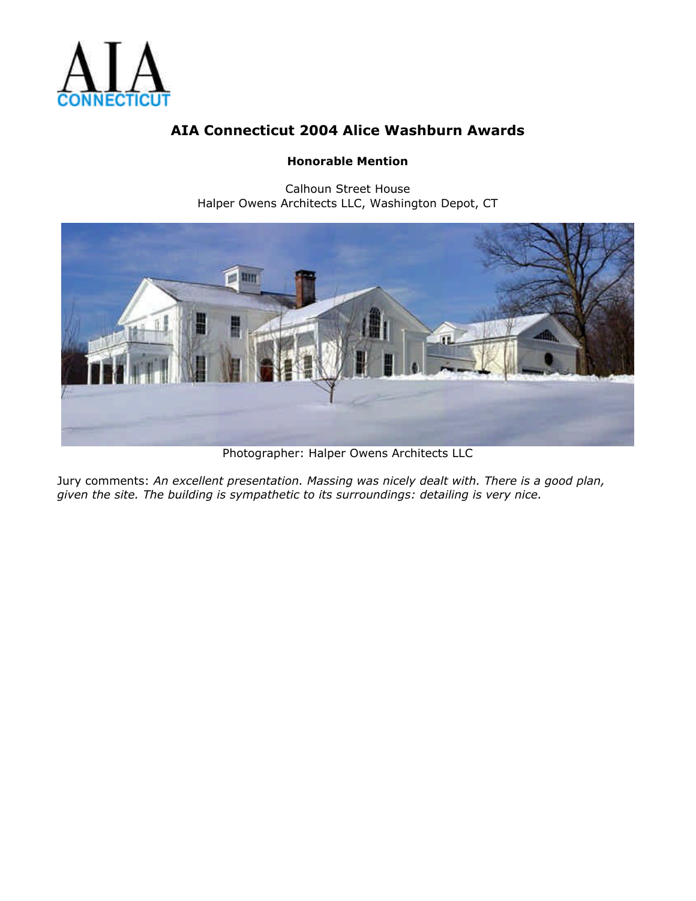# AIA Connecticut 2004 Alice Washburn Awards

### Honorable Mention

Calhoun Street House
Halper Owens Architects LLC, Washington Depot, CT

Photographer: Halper Owens Architects LLC

Jury comments: *An excellent presentation. Massing was nicely dealt with. There is a good plan, given the site. The building is sympathetic to its surroundings: detailing is very nice.*